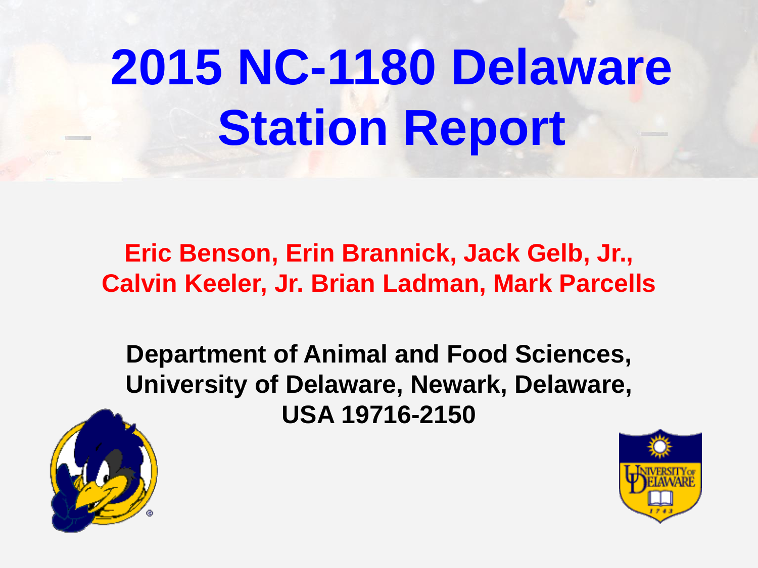# 2015 NC-1180 Delaware Station Report

**Eric Benson, Erin Brannick, Jack Gelb, Jr., Calvin Keeler, Jr. Brian Ladman, Mark Parcells**

**Department of Animal and Food Sciences, University of Delaware, Newark, Delaware, USA 19716-2150**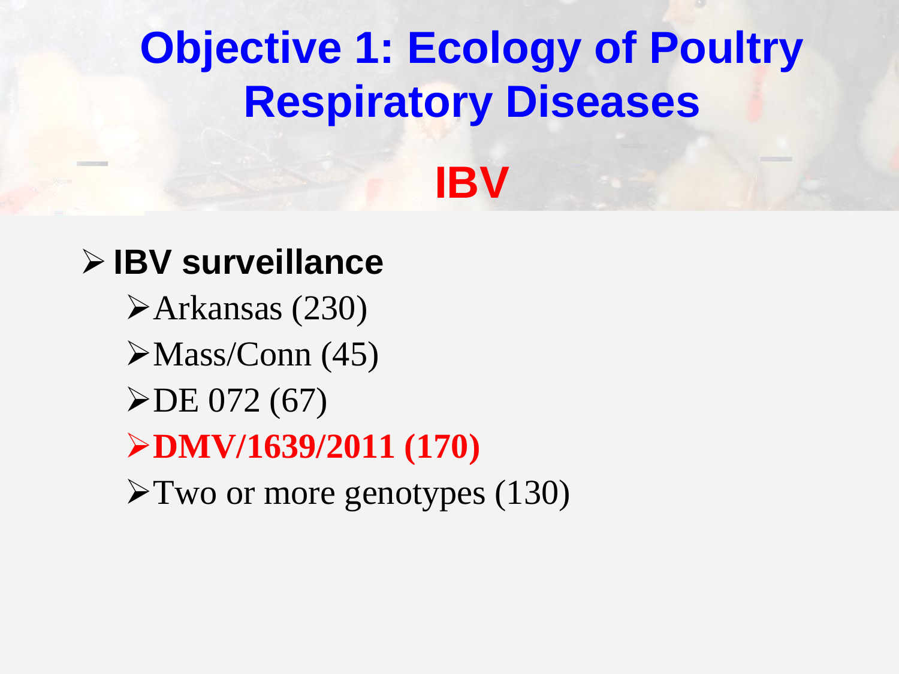# Objective 1: Ecology of Poultry Respiratory Diseases

## IBV

- **IBV surveillance**
  - Arkansas (230)
  - Mass/Conn (45)
  - DE 072 (67)
  - **DMV/1639/2011 (170)**
  - Two or more genotypes (130)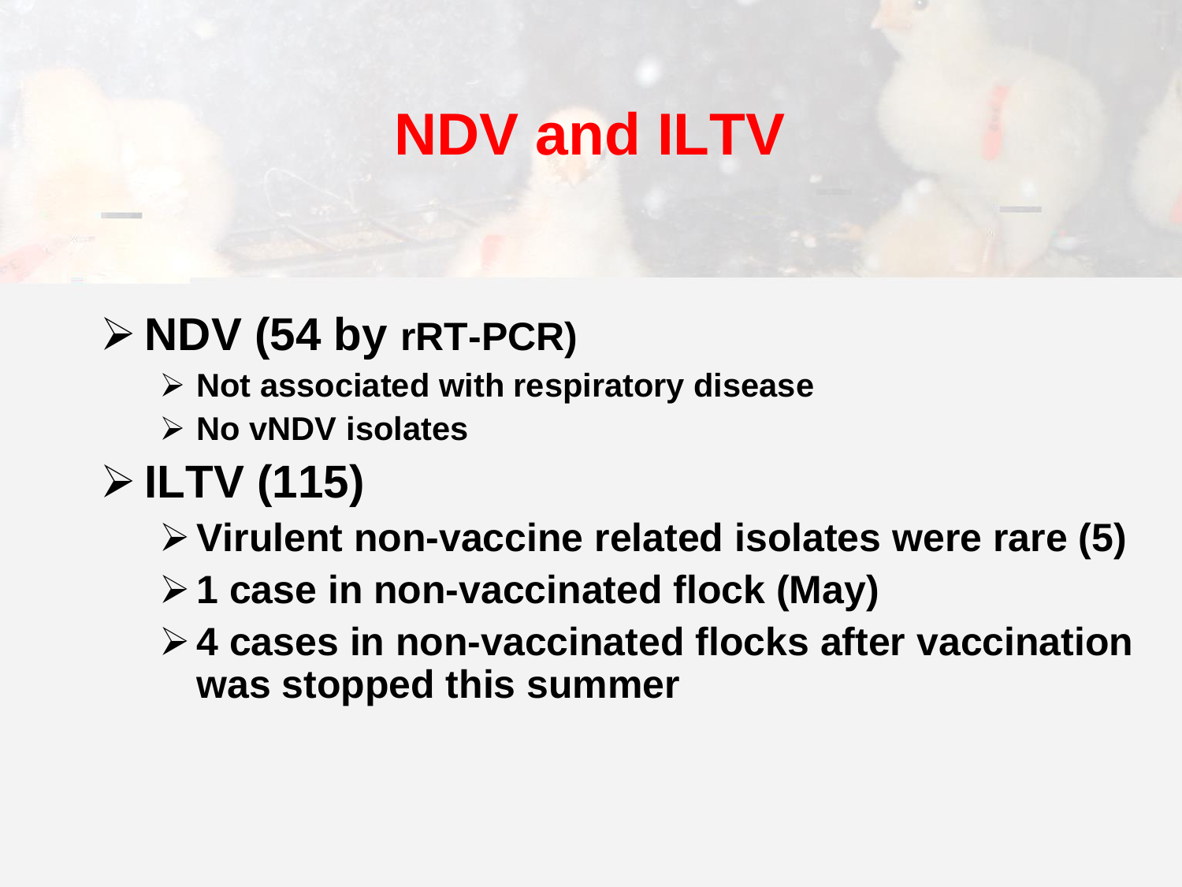# NDV and ILTV

- **NDV (54 by rRT-PCR)**
  - **Not associated with respiratory disease**
  - **No vNDV isolates**
- **ILTV (115)**
  - **Virulent non-vaccine related isolates were rare (5)**
  - **1 case in non-vaccinated flock (May)**
  - **4 cases in non-vaccinated flocks after vaccination was stopped this summer**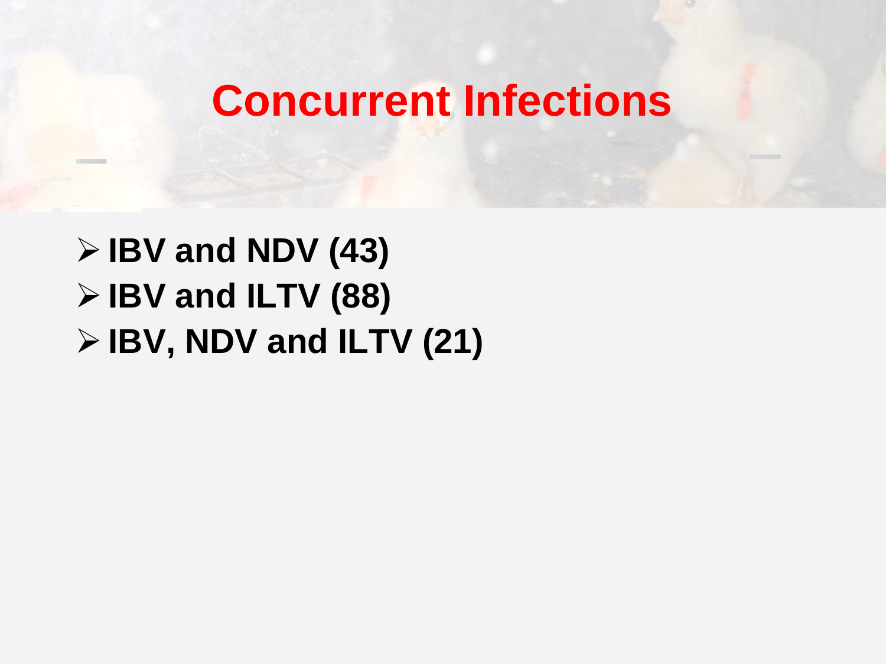# Concurrent Infections

- IBV and NDV (43)
- IBV and ILTV (88)
- IBV, NDV and ILTV (21)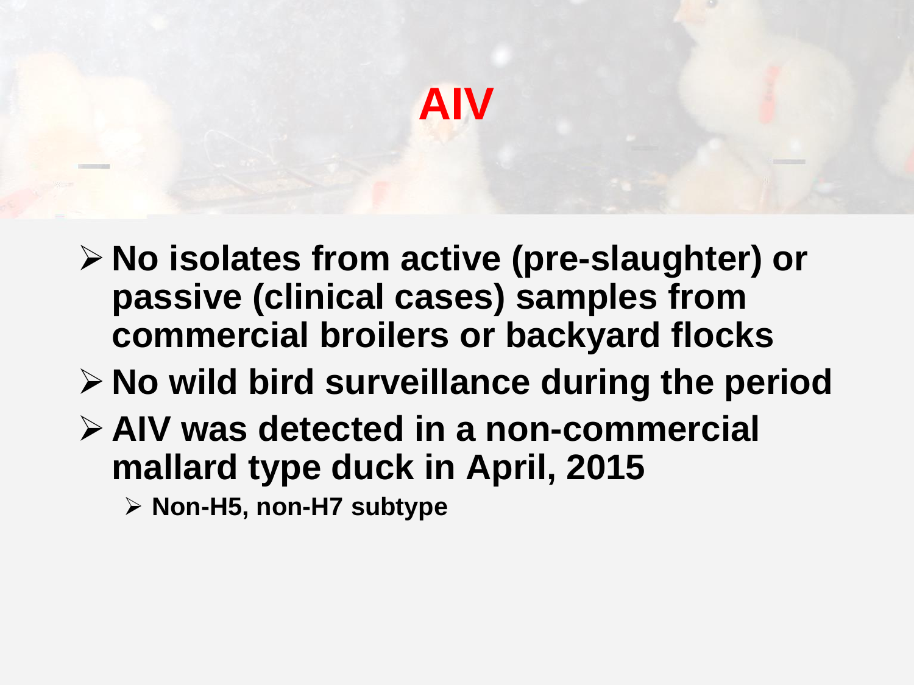# AIV

- **No isolates from active (pre-slaughter) or passive (clinical cases) samples from commercial broilers or backyard flocks**
- **No wild bird surveillance during the period**
- **AIV was detected in a non-commercial mallard type duck in April, 2015**
  - **Non-H5, non-H7 subtype**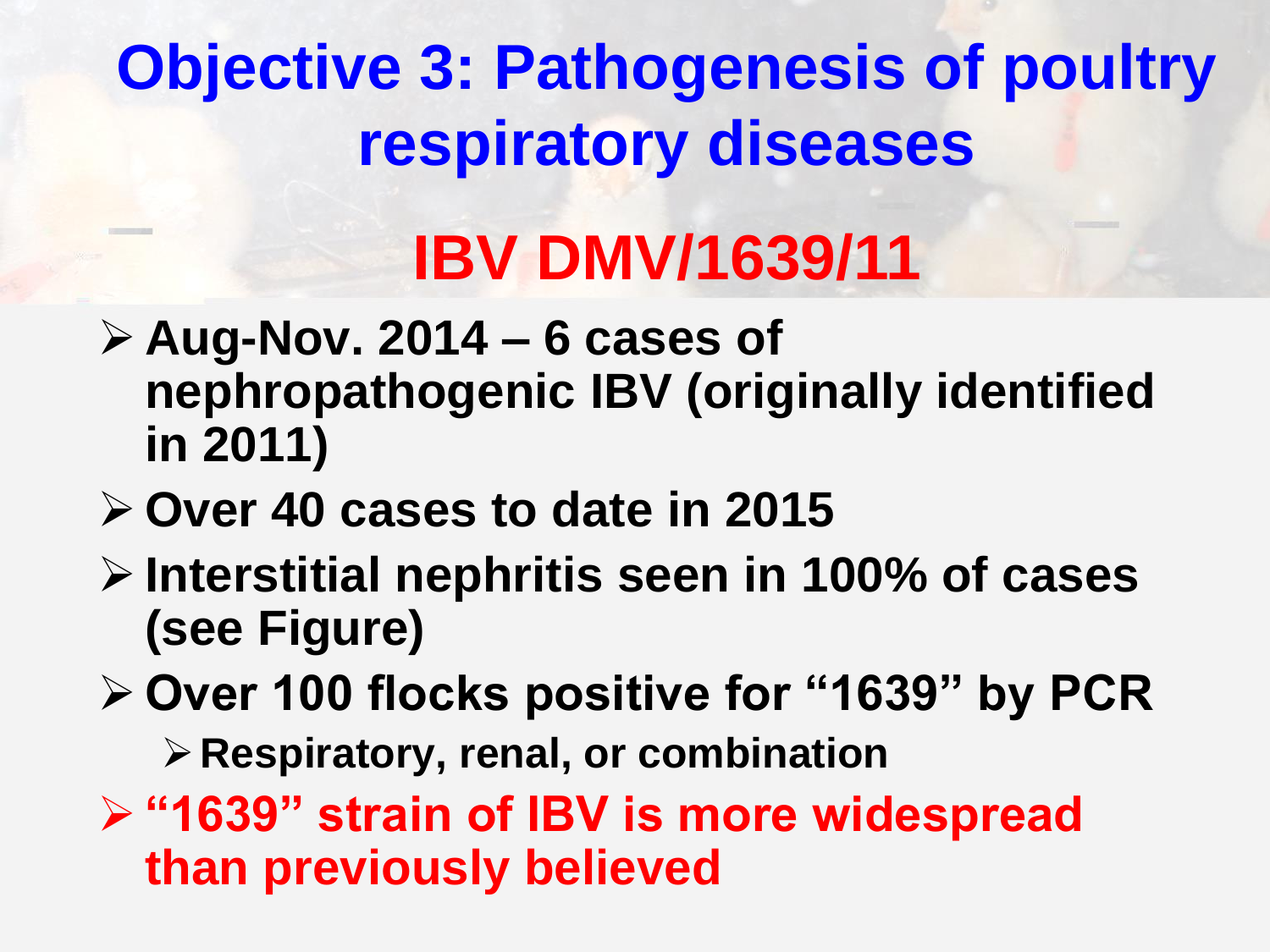# Objective 3: Pathogenesis of poultry respiratory diseases

## IBV DMV/1639/11

- **Aug-Nov. 2014 – 6 cases of nephropathogenic IBV (originally identified in 2011)**
- **Over 40 cases to date in 2015**
- **Interstitial nephritis seen in 100% of cases (see Figure)**
- **Over 100 flocks positive for "1639" by PCR**
  - **Respiratory, renal, or combination**
- **"1639" strain of IBV is more widespread than previously believed**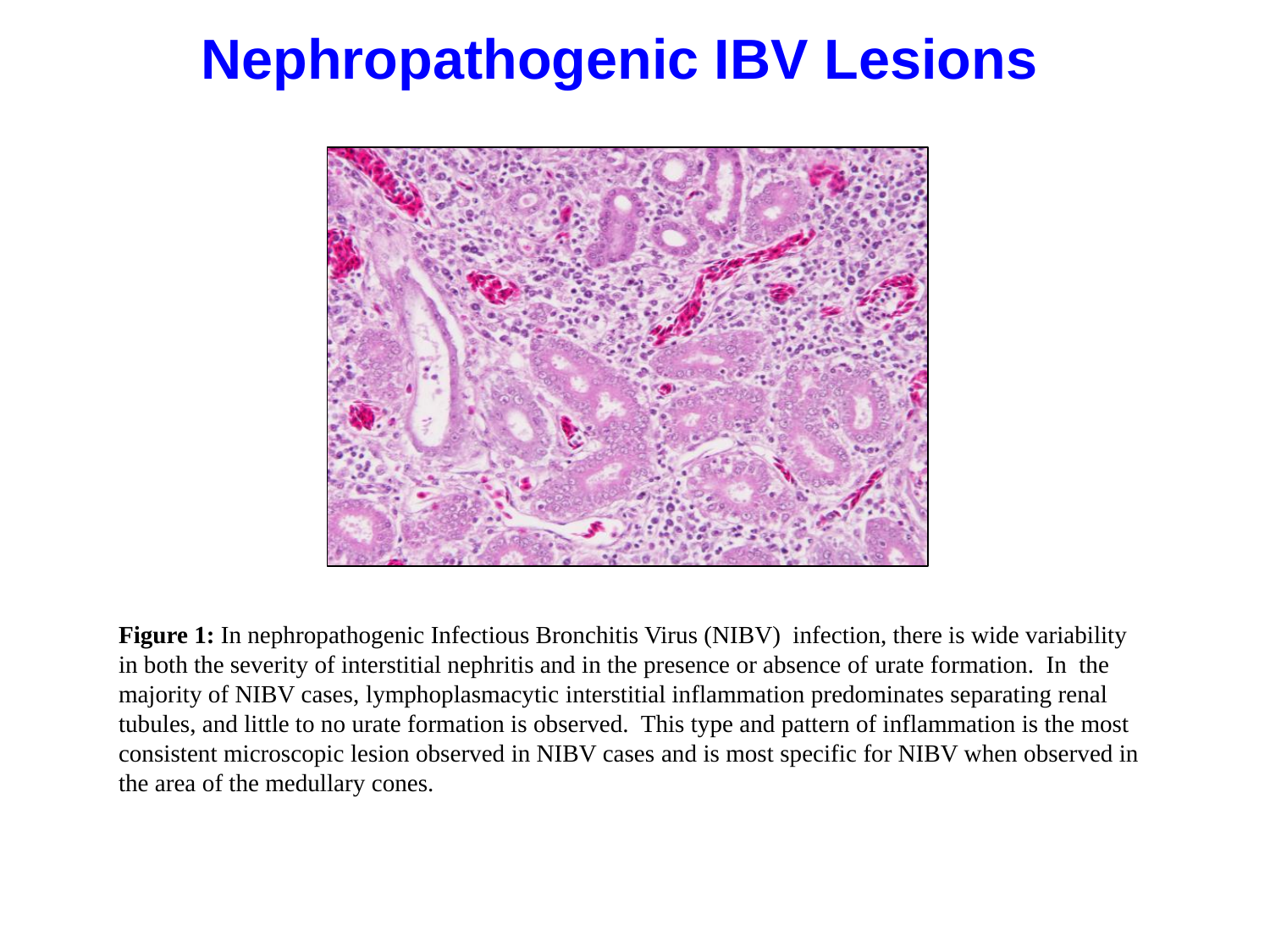# Nephropathogenic IBV Lesions

**Figure 1:** In nephropathogenic Infectious Bronchitis Virus (NIBV) infection, there is wide variability in both the severity of interstitial nephritis and in the presence or absence of urate formation. In the majority of NIBV cases, lymphoplasmacytic interstitial inflammation predominates separating renal tubules, and little to no urate formation is observed. This type and pattern of inflammation is the most consistent microscopic lesion observed in NIBV cases and is most specific for NIBV when observed in the area of the medullary cones.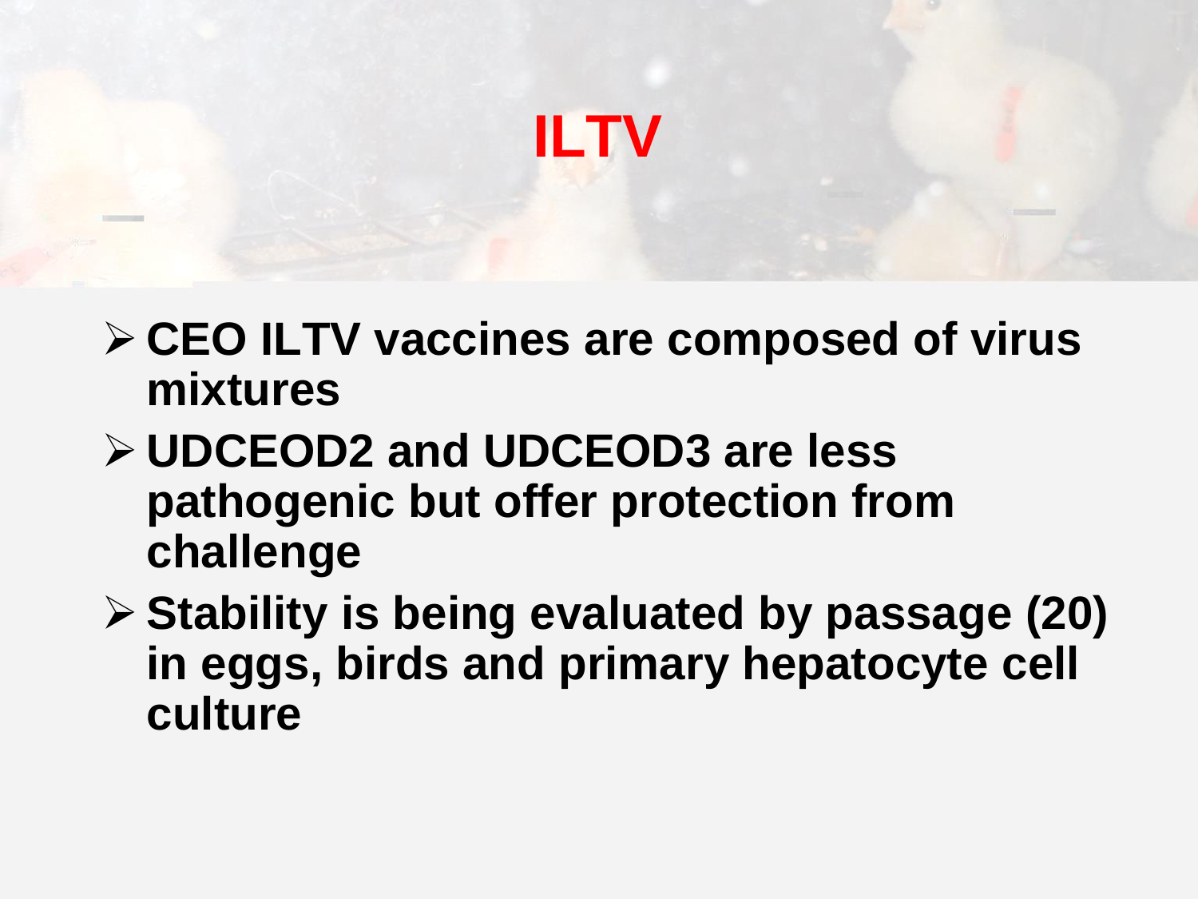# ILTV

- **CEO ILTV vaccines are composed of virus mixtures**
- **UDCEOD2 and UDCEOD3 are less pathogenic but offer protection from challenge**
- **Stability is being evaluated by passage (20) in eggs, birds and primary hepatocyte cell culture**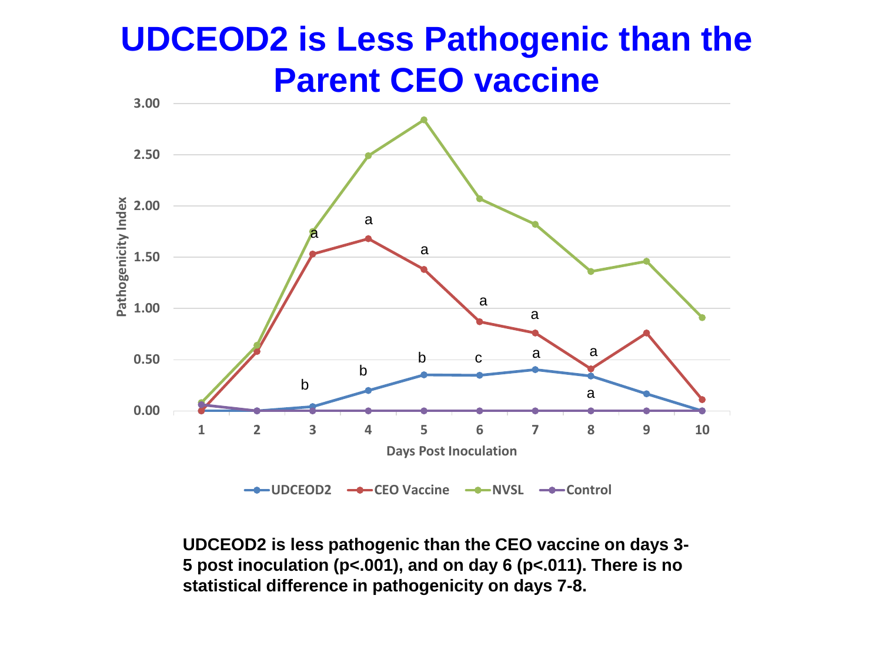# UDCEOD2 is Less Pathogenic than the Parent CEO vaccine

UDCEOD2 is less pathogenic than the CEO vaccine on days 3-5 post inoculation (p<.001), and on day 6 (p<.011). There is no statistical difference in pathogenicity on days 7-8.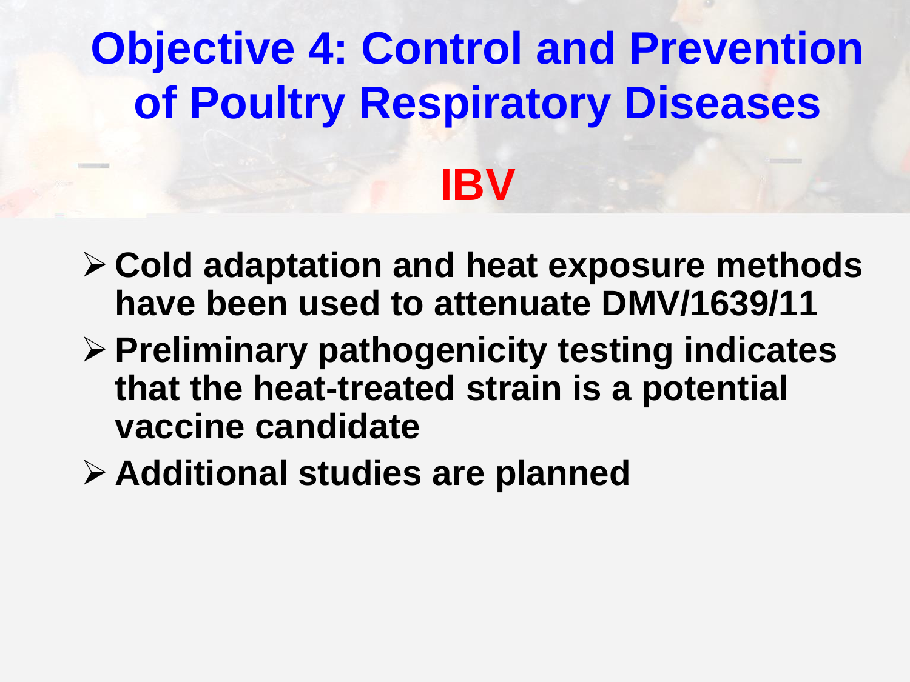# Objective 4: Control and Prevention of Poultry Respiratory Diseases

## IBV

- **Cold adaptation and heat exposure methods have been used to attenuate DMV/1639/11**
- **Preliminary pathogenicity testing indicates that the heat-treated strain is a potential vaccine candidate**
- **Additional studies are planned**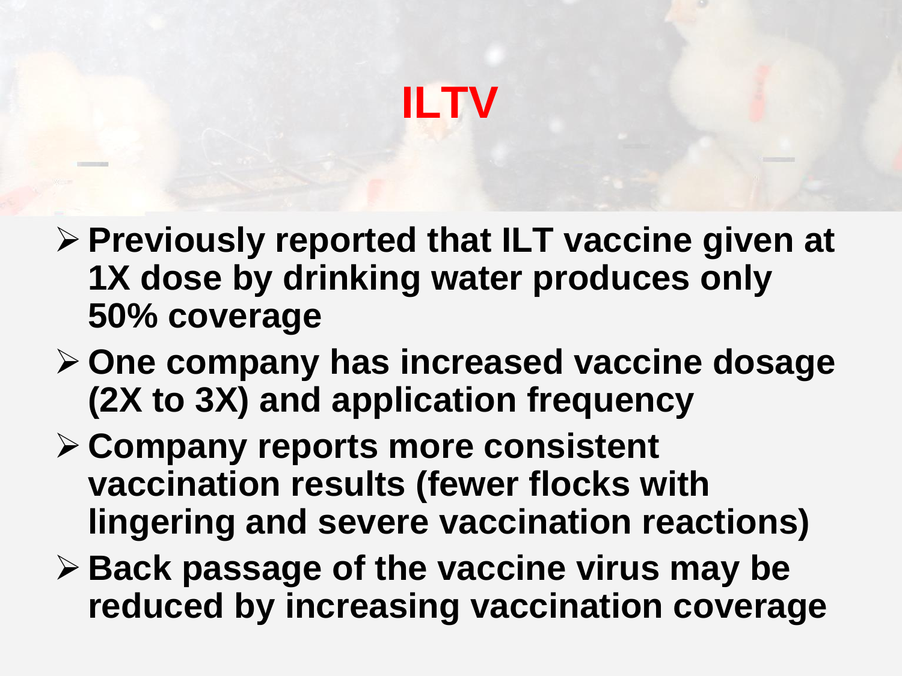# ILTV

- **Previously reported that ILT vaccine given at 1X dose by drinking water produces only 50% coverage**
- **One company has increased vaccine dosage (2X to 3X) and application frequency**
- **Company reports more consistent vaccination results (fewer flocks with lingering and severe vaccination reactions)**
- **Back passage of the vaccine virus may be reduced by increasing vaccination coverage**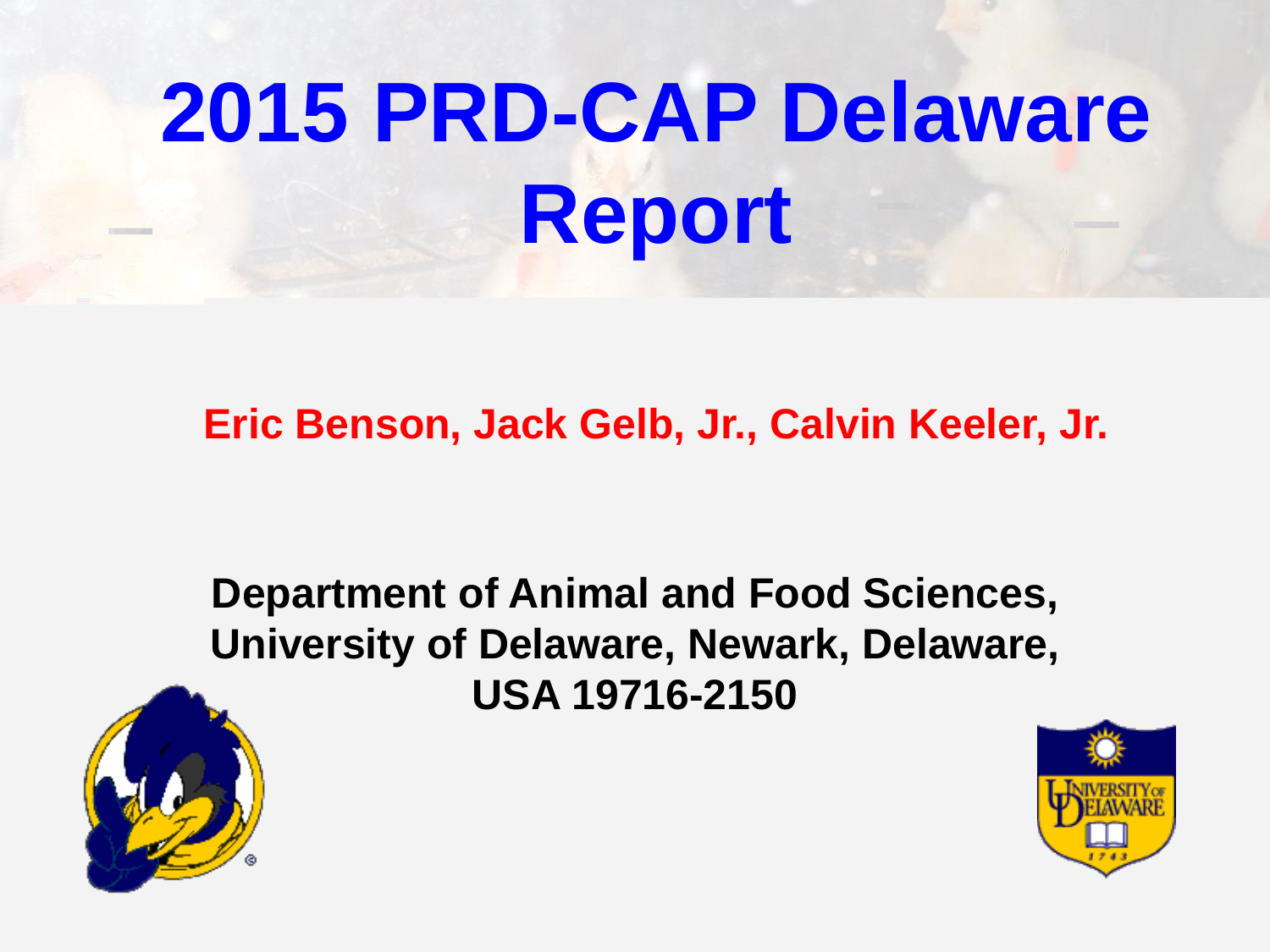# 2015 PRD-CAP Delaware Report

**Eric Benson, Jack Gelb, Jr., Calvin Keeler, Jr.**

**Department of Animal and Food Sciences, University of Delaware, Newark, Delaware, USA 19716-2150**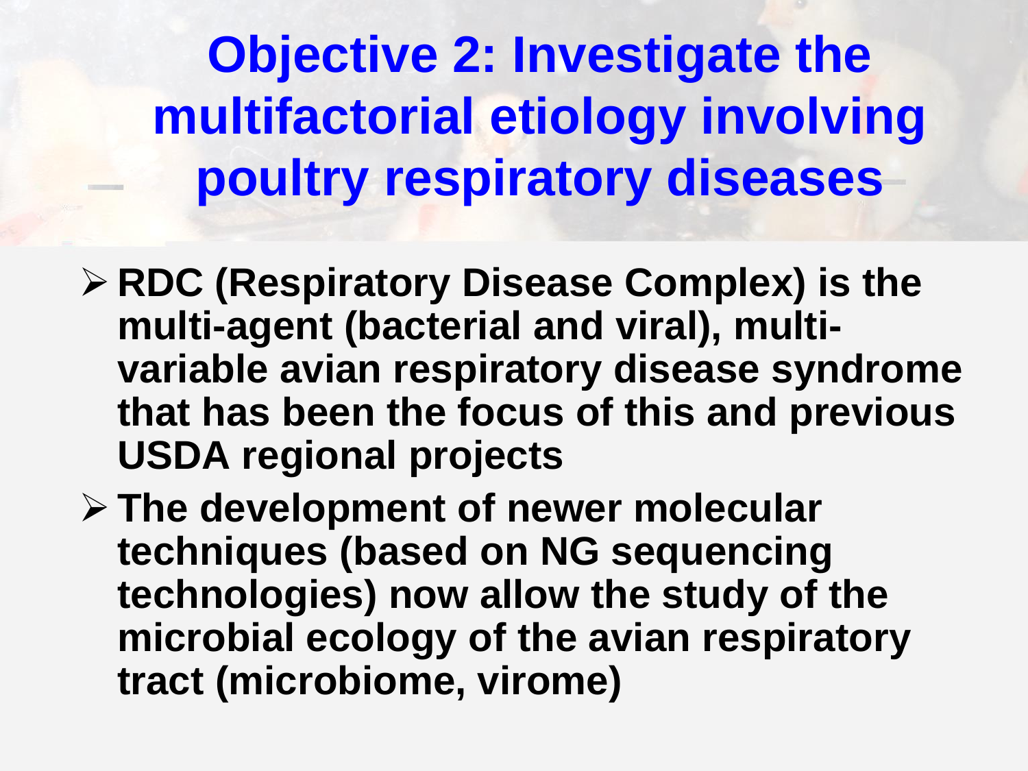# Objective 2: Investigate the multifactorial etiology involving poultry respiratory diseases

- **RDC (Respiratory Disease Complex) is the multi-agent (bacterial and viral), multi-variable avian respiratory disease syndrome that has been the focus of this and previous USDA regional projects**
- **The development of newer molecular techniques (based on NG sequencing technologies) now allow the study of the microbial ecology of the avian respiratory tract (microbiome, virome)**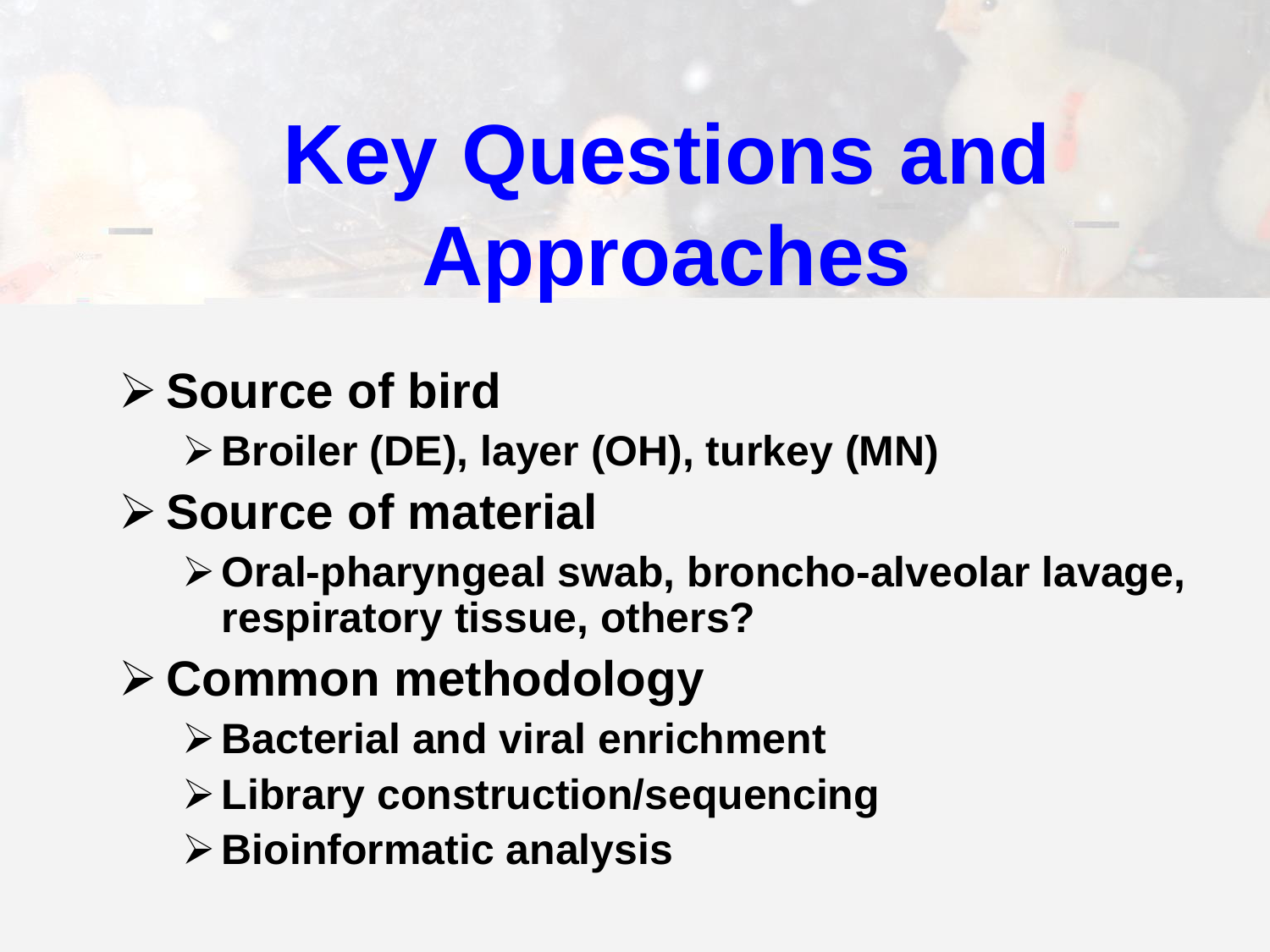# Key Questions and Approaches

- **Source of bird**
  - **Broiler (DE), layer (OH), turkey (MN)**
- **Source of material**
  - **Oral-pharyngeal swab, broncho-alveolar lavage, respiratory tissue, others?**
- **Common methodology**
  - **Bacterial and viral enrichment**
  - **Library construction/sequencing**
  - **Bioinformatic analysis**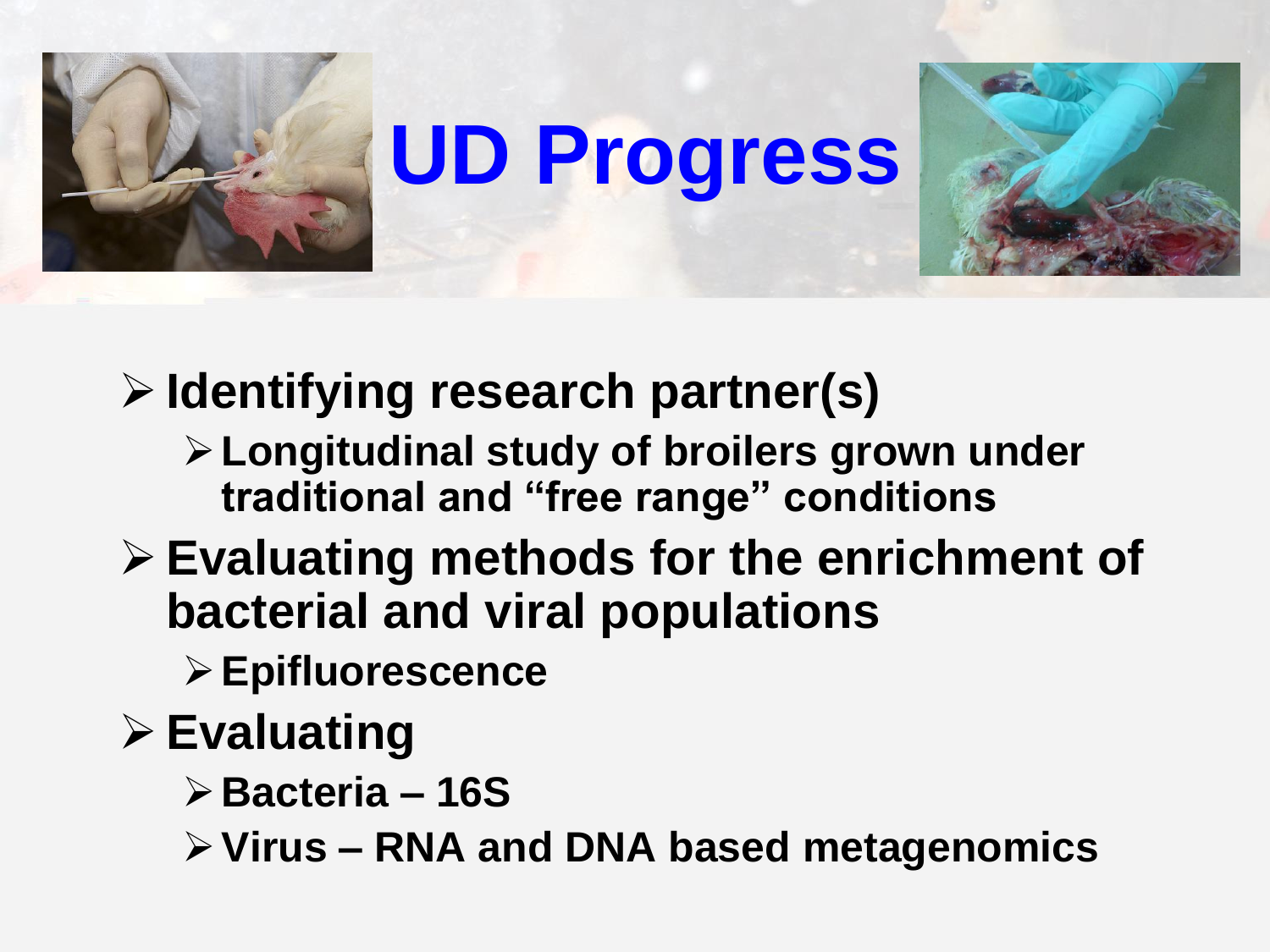# UD Progress

- **Identifying research partner(s)**
  - **Longitudinal study of broilers grown under traditional and “free range” conditions**
- **Evaluating methods for the enrichment of bacterial and viral populations**
  - **Epifluorescence**
- **Evaluating**
  - **Bacteria – 16S**
  - **Virus – RNA and DNA based metagenomics**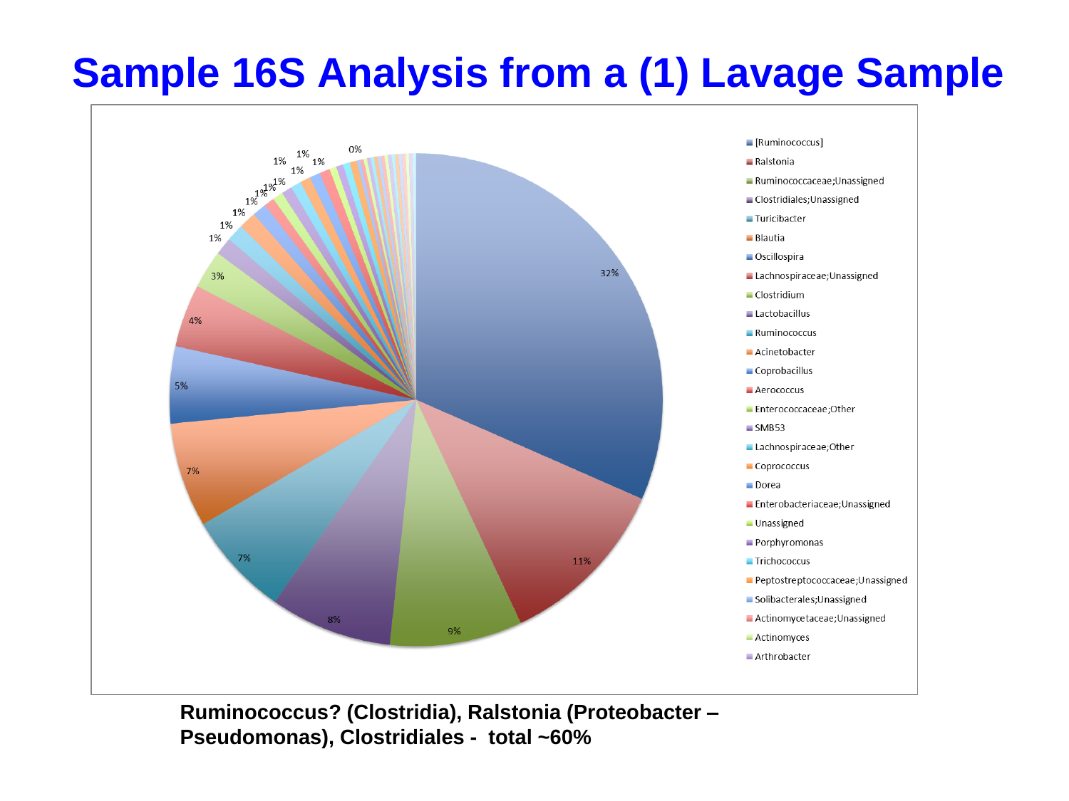# Sample 16S Analysis from a (1) Lavage Sample

32%
11%
9%
8%
7%
7%
5%
4%
3%
1%
1%
1%
1%
1%
1%
1%
1%
1%
1%
1%
0%

[Ruminococcus]
Ralstonia
Ruminococcaceae;Unassigned
Clostridiales;Unassigned
Turicibacter
Blautia
Oscillospira
Lachnospiraceae;Unassigned
Clostridium
Lactobacillus
Ruminococcus
Acinetobacter
Coprobacillus
Aerococcus
Enterococcaceae;Other
SMB53
Lachnospiraceae;Other
Coprococcus
Dorea
Enterobacteriaceae;Unassigned
Unassigned
Porphyromonas
Trichococcus
Peptostreptococcaceae;Unassigned
Solibacterales;Unassigned
Actinomycetaceae;Unassigned
Actinomyces
Arthrobacter

**Ruminococcus? (Clostridia), Ralstonia (Proteobacter – Pseudomonas), Clostridiales - total ~60%**